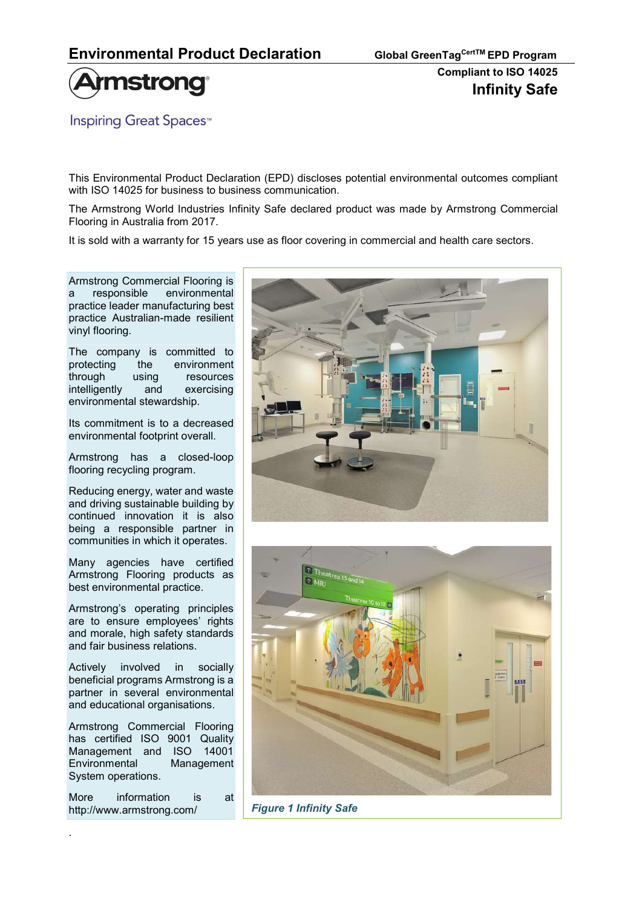# Environmental Product Declaration

**Global GreenTag[CertTM] EPD Program**

**Compliant to ISO 14025**

## Infinity Safe

Inspiring Great Spaces™

This Environmental Product Declaration (EPD) discloses potential environmental outcomes compliant with ISO 14025 for business to business communication.

The Armstrong World Industries Infinity Safe declared product was made by Armstrong Commercial Flooring in Australia from 2017.

It is sold with a warranty for 15 years use as floor covering in commercial and health care sectors.

Armstrong Commercial Flooring is a responsible environmental practice leader manufacturing best practice Australian-made resilient vinyl flooring.

The company is committed to protecting the environment through using resources intelligently and exercising environmental stewardship.

Its commitment is to a decreased environmental footprint overall.

Armstrong has a closed-loop flooring recycling program.

Reducing energy, water and waste and driving sustainable building by continued innovation it is also being a responsible partner in communities in which it operates.

Many agencies have certified Armstrong Flooring products as best environmental practice.

Armstrong's operating principles are to ensure employees' rights and morale, high safety standards and fair business relations.

Actively involved in socially beneficial programs Armstrong is a partner in several environmental and educational organisations.

Armstrong Commercial Flooring has certified ISO 9001 Quality Management and ISO 14001 Environmental Management System operations.

More information is at http://www.armstrong.com/

*Figure 1 Infinity Safe*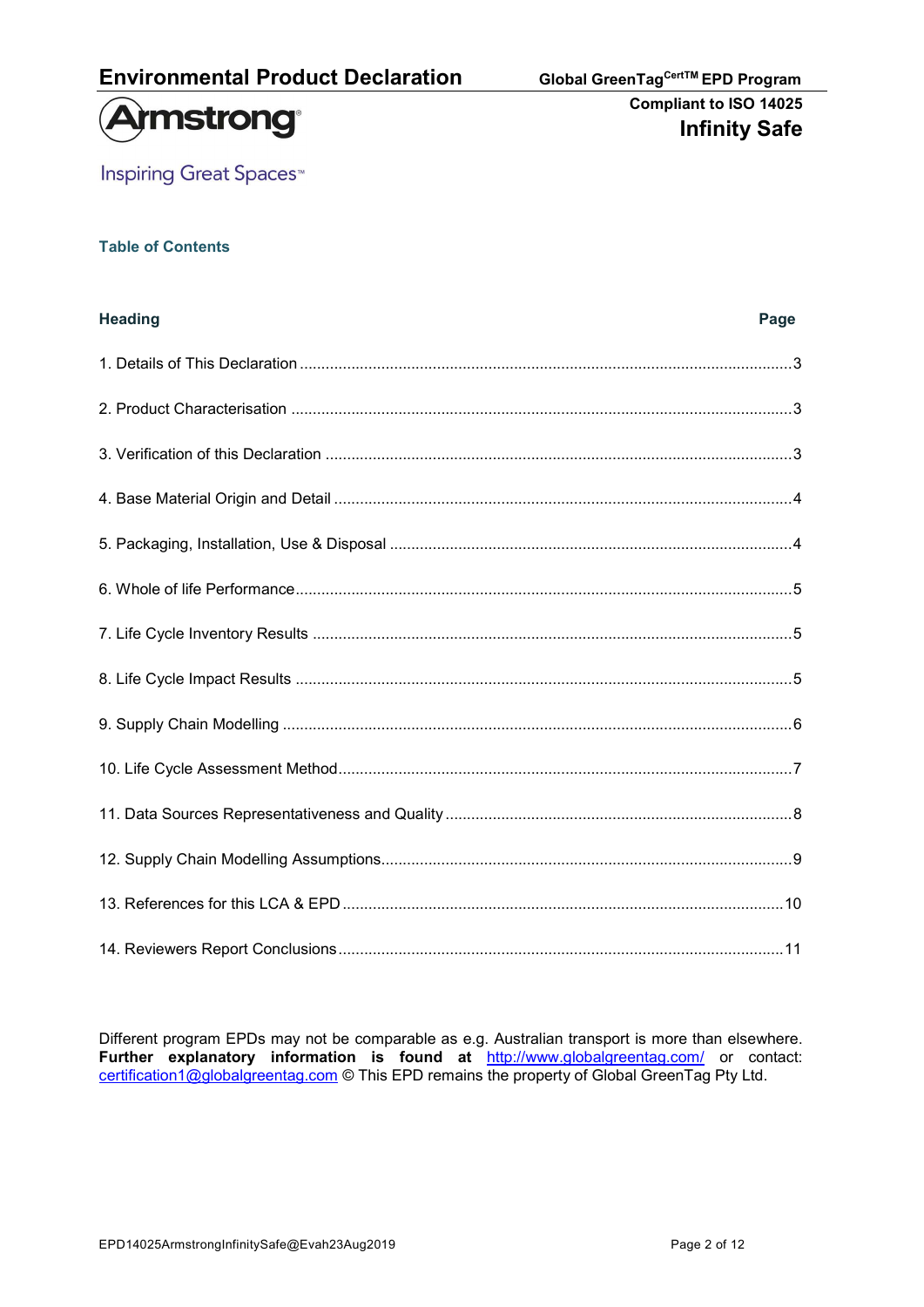# Environmental Product Declaration

**Global GreenTag$^{CertTM}$ EPD Program**

**Compliant to ISO 14025**

**Infinity Safe**

Inspiring Great Spaces™

## Table of Contents

| Heading | Page |
| --- | --- |
| 1. Details of This Declaration | 3 |
| 2. Product Characterisation | 3 |
| 3. Verification of this Declaration | 3 |
| 4. Base Material Origin and Detail | 4 |
| 5. Packaging, Installation, Use & Disposal | 4 |
| 6. Whole of life Performance | 5 |
| 7. Life Cycle Inventory Results | 5 |
| 8. Life Cycle Impact Results | 5 |
| 9. Supply Chain Modelling | 6 |
| 10. Life Cycle Assessment Method | 7 |
| 11. Data Sources Representativeness and Quality | 8 |
| 12. Supply Chain Modelling Assumptions | 9 |
| 13. References for this LCA & EPD | 10 |
| 14. Reviewers Report Conclusions | 11 |

Different program EPDs may not be comparable as e.g. Australian transport is more than elsewhere. **Further explanatory information is found at** http://www.globalgreentag.com/ or contact: certification1@globalgreentag.com © This EPD remains the property of Global GreenTag Pty Ltd.

EPD14025ArmstrongInfinitySafe@Evah23Aug2019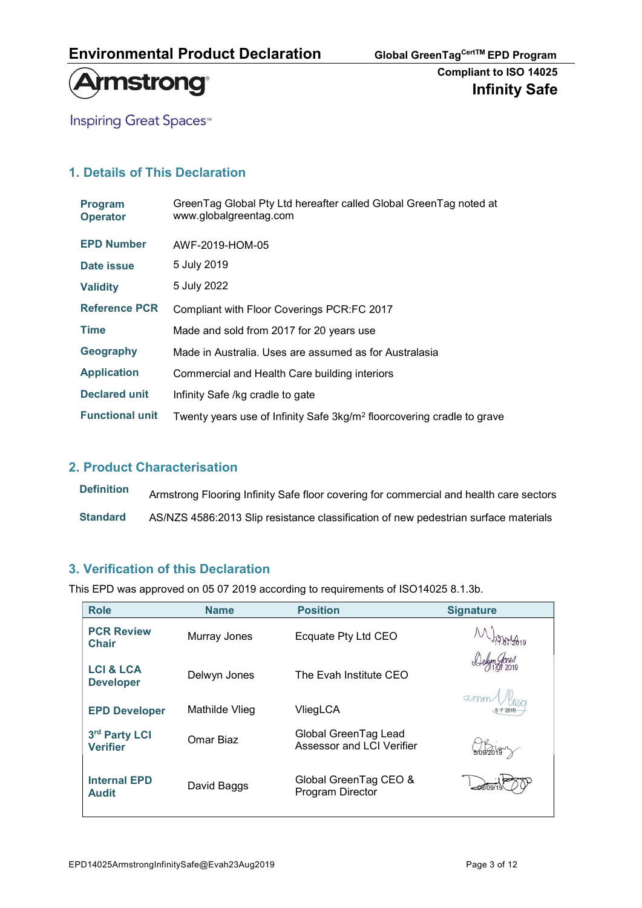# 1. Details of This Declaration

| | |
|---|---|
| **Program Operator** | GreenTag Global Pty Ltd hereafter called Global GreenTag noted at www.globalgreentag.com |
| **EPD Number** | AWF-2019-HOM-05 |
| **Date issue** | 5 July 2019 |
| **Validity** | 5 July 2022 |
| **Reference PCR** | Compliant with Floor Coverings PCR:FC 2017 |
| **Time** | Made and sold from 2017 for 20 years use |
| **Geography** | Made in Australia. Uses are assumed as for Australasia |
| **Application** | Commercial and Health Care building interiors |
| **Declared unit** | Infinity Safe /kg cradle to gate |
| **Functional unit** | Twenty years use of Infinity Safe 3kg/m$^2$ floorcovering cradle to grave |

# 2. Product Characterisation

| | |
|---|---|
| **Definition** | Armstrong Flooring Infinity Safe floor covering for commercial and health care sectors |
| **Standard** | AS/NZS 4586:2013 Slip resistance classification of new pedestrian surface materials |

# 3. Verification of this Declaration

This EPD was approved on 05 07 2019 according to requirements of ISO14025 8.1.3b.

| Role | Name | Position | Signature |
|---|---|---|---|
| **PCR Review Chair** | Murray Jones | Ecquate Pty Ltd CEO | 11-07-2019 |
| **LCI & LCA Developer** | Delwyn Jones | The Evah Institute CEO | 11 07 2019 |
| **EPD Developer** | Mathilde Vlieg | VliegLCA | 5-7-2019 |
| **3rd Party LCI Verifier** | Omar Biaz | Global GreenTag Lead Assessor and LCI Verifier | 5/09/2019 |
| **Internal EPD Audit** | David Baggs | Global GreenTag CEO & Program Director | 08/09/19 |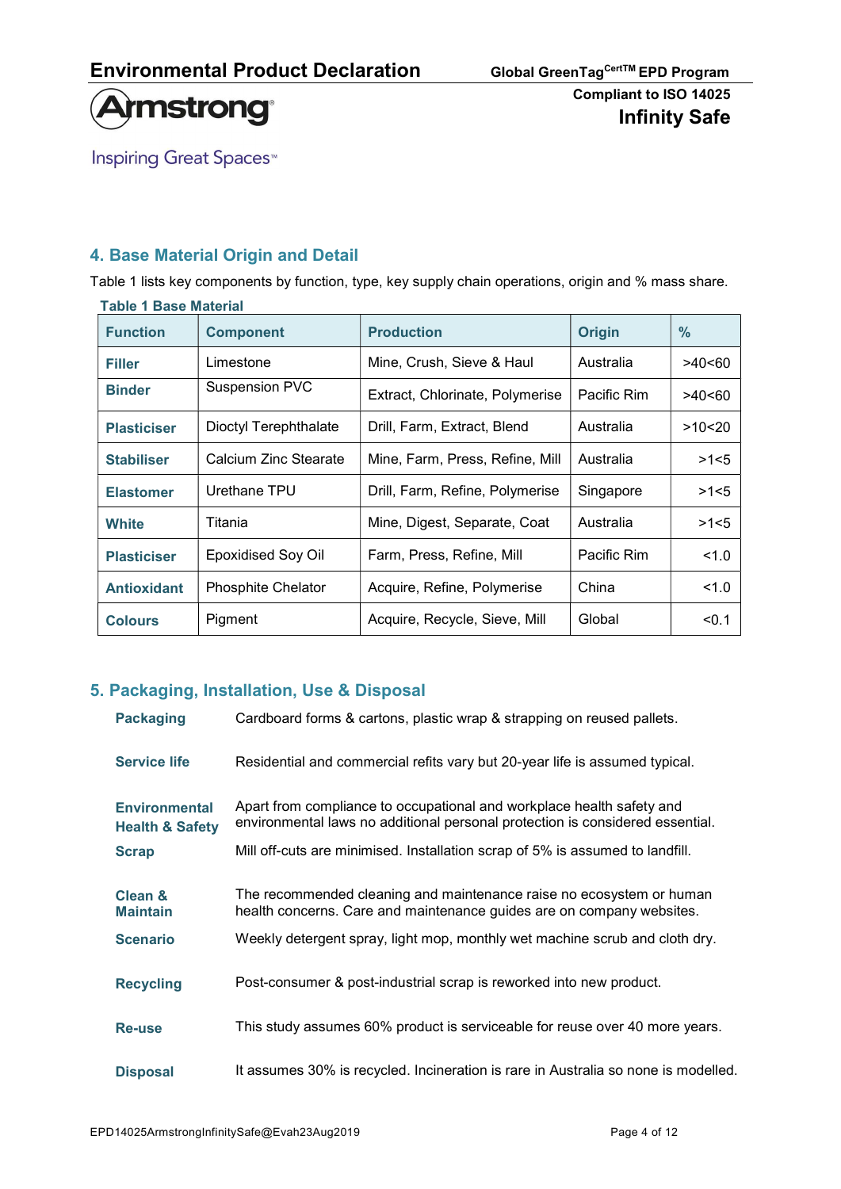## 4. Base Material Origin and Detail

Table 1 lists key components by function, type, key supply chain operations, origin and % mass share.

**Table 1 Base Material**

| Function | Component | Production | Origin | % |
|---|---|---|---|---|
| **Filler** | Limestone | Mine, Crush, Sieve & Haul | Australia | >40<60 |
| **Binder** | Suspension PVC | Extract, Chlorinate, Polymerise | Pacific Rim | >40<60 |
| **Plasticiser** | Dioctyl Terephthalate | Drill, Farm, Extract, Blend | Australia | >10<20 |
| **Stabiliser** | Calcium Zinc Stearate | Mine, Farm, Press, Refine, Mill | Australia | >1<5 |
| **Elastomer** | Urethane TPU | Drill, Farm, Refine, Polymerise | Singapore | >1<5 |
| **White** | Titania | Mine, Digest, Separate, Coat | Australia | >1<5 |
| **Plasticiser** | Epoxidised Soy Oil | Farm, Press, Refine, Mill | Pacific Rim | <1.0 |
| **Antioxidant** | Phosphite Chelator | Acquire, Refine, Polymerise | China | <1.0 |
| **Colours** | Pigment | Acquire, Recycle, Sieve, Mill | Global | <0.1 |

## 5. Packaging, Installation, Use & Disposal

**Packaging** Cardboard forms & cartons, plastic wrap & strapping on reused pallets.

**Service life** Residential and commercial refits vary but 20-year life is assumed typical.

**Environmental Health & Safety** Apart from compliance to occupational and workplace health safety and environmental laws no additional personal protection is considered essential.

**Scrap** Mill off-cuts are minimised. Installation scrap of 5% is assumed to landfill.

**Clean & Maintain** The recommended cleaning and maintenance raise no ecosystem or human health concerns. Care and maintenance guides are on company websites.

**Scenario** Weekly detergent spray, light mop, monthly wet machine scrub and cloth dry.

**Recycling** Post-consumer & post-industrial scrap is reworked into new product.

**Re-use** This study assumes 60% product is serviceable for reuse over 40 more years.

**Disposal** It assumes 30% is recycled. Incineration is rare in Australia so none is modelled.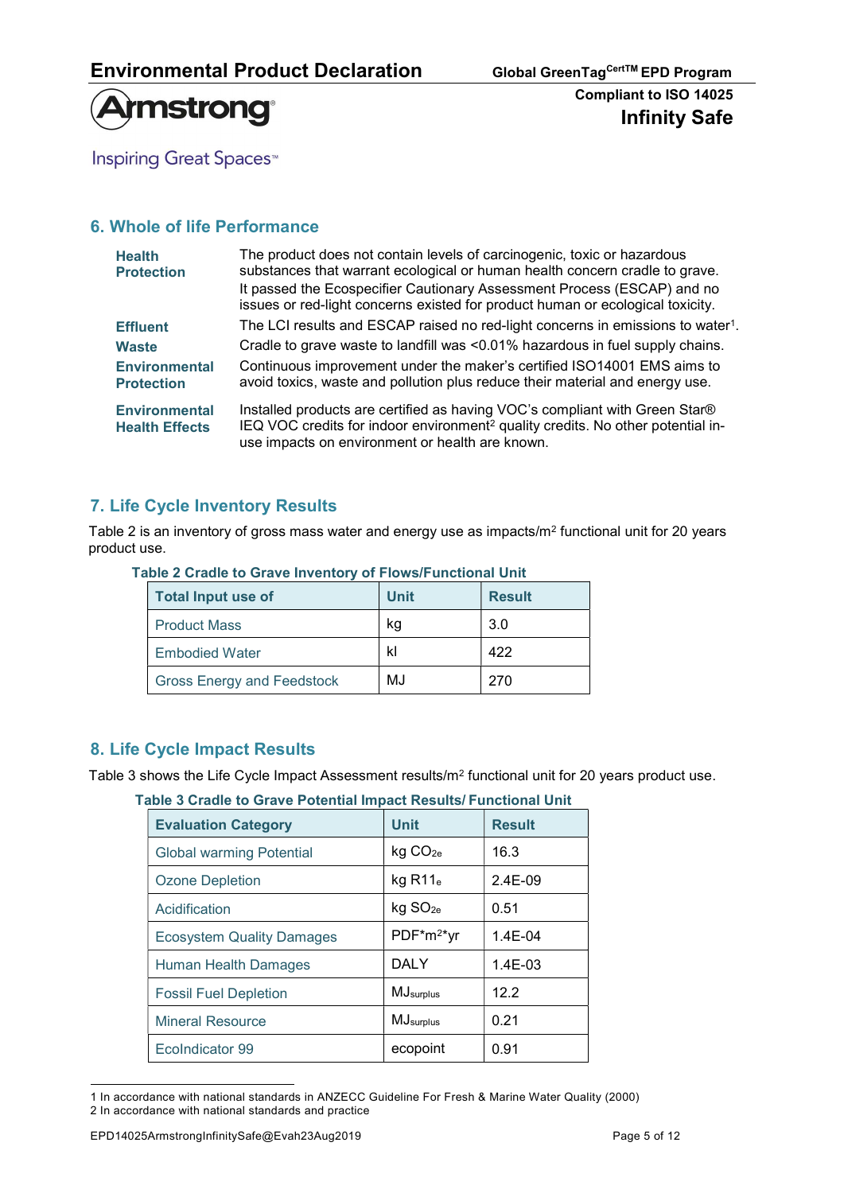## 6. Whole of life Performance

| | |
|---|---|
| **Health Protection** | The product does not contain levels of carcinogenic, toxic or hazardous substances that warrant ecological or human health concern cradle to grave. It passed the Ecospecifier Cautionary Assessment Process (ESCAP) and no issues or red-light concerns existed for product human or ecological toxicity. |
| **Effluent** | The LCI results and ESCAP raised no red-light concerns in emissions to water[1]. |
| **Waste** | Cradle to grave waste to landfill was <0.01% hazardous in fuel supply chains. |
| **Environmental Protection** | Continuous improvement under the maker's certified ISO14001 EMS aims to avoid toxics, waste and pollution plus reduce their material and energy use. |
| **Environmental Health Effects** | Installed products are certified as having VOC's compliant with Green Star® IEQ VOC credits for indoor environment[2] quality credits. No other potential in-use impacts on environment or health are known. |

## 7. Life Cycle Inventory Results

Table 2 is an inventory of gross mass water and energy use as impacts/m² functional unit for 20 years product use.

**Table 2 Cradle to Grave Inventory of Flows/Functional Unit**

| Total Input use of | Unit | Result |
|---|---|---|
| Product Mass | kg | 3.0 |
| Embodied Water | kl | 422 |
| Gross Energy and Feedstock | MJ | 270 |

## 8. Life Cycle Impact Results

Table 3 shows the Life Cycle Impact Assessment results/m² functional unit for 20 years product use.

**Table 3 Cradle to Grave Potential Impact Results/ Functional Unit**

| Evaluation Category | Unit | Result |
|---|---|---|
| Global warming Potential | kg $CO_{2e}$ | 16.3 |
| Ozone Depletion | kg $R11_{e}$ | 2.4E-09 |
| Acidification | kg $SO_{2e}$ | 0.51 |
| Ecosystem Quality Damages | PDF*m²*yr | 1.4E-04 |
| Human Health Damages | DALY | 1.4E-03 |
| Fossil Fuel Depletion | $MJ_{surplus}$ | 12.2 |
| Mineral Resource | $MJ_{surplus}$ | 0.21 |
| EcoIndicator 99 | ecopoint | 0.91 |

1 In accordance with national standards in ANZECC Guideline For Fresh & Marine Water Quality (2000)
2 In accordance with national standards and practice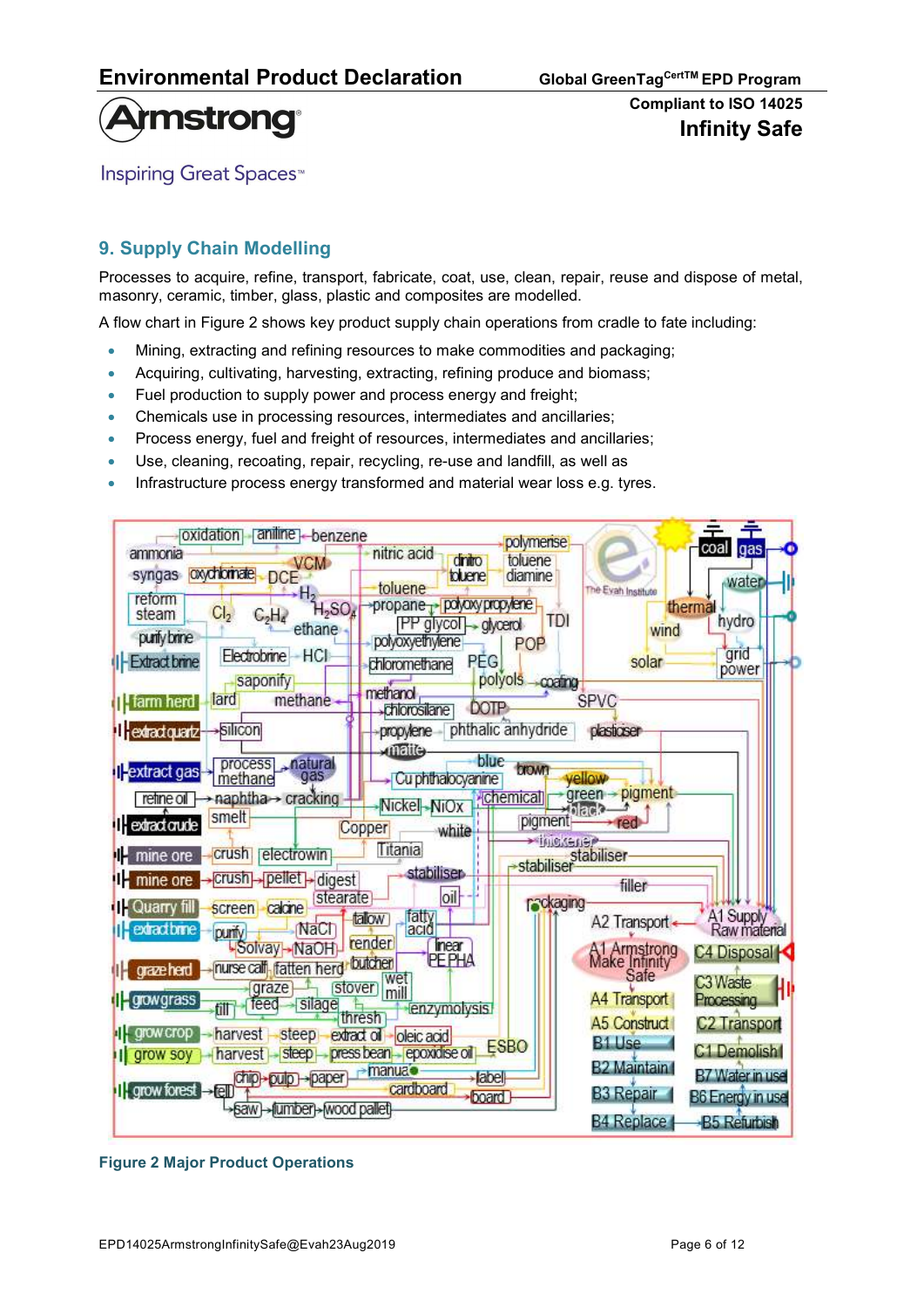## 9. Supply Chain Modelling

Processes to acquire, refine, transport, fabricate, coat, use, clean, repair, reuse and dispose of metal, masonry, ceramic, timber, glass, plastic and composites are modelled.

A flow chart in Figure 2 shows key product supply chain operations from cradle to fate including:

- Mining, extracting and refining resources to make commodities and packaging;
- Acquiring, cultivating, harvesting, extracting, refining produce and biomass;
- Fuel production to supply power and process energy and freight;
- Chemicals use in processing resources, intermediates and ancillaries;
- Process energy, fuel and freight of resources, intermediates and ancillaries;
- Use, cleaning, recoating, repair, recycling, re-use and landfill, as well as
- Infrastructure process energy transformed and material wear loss e.g. tyres.

**Figure 2 Major Product Operations**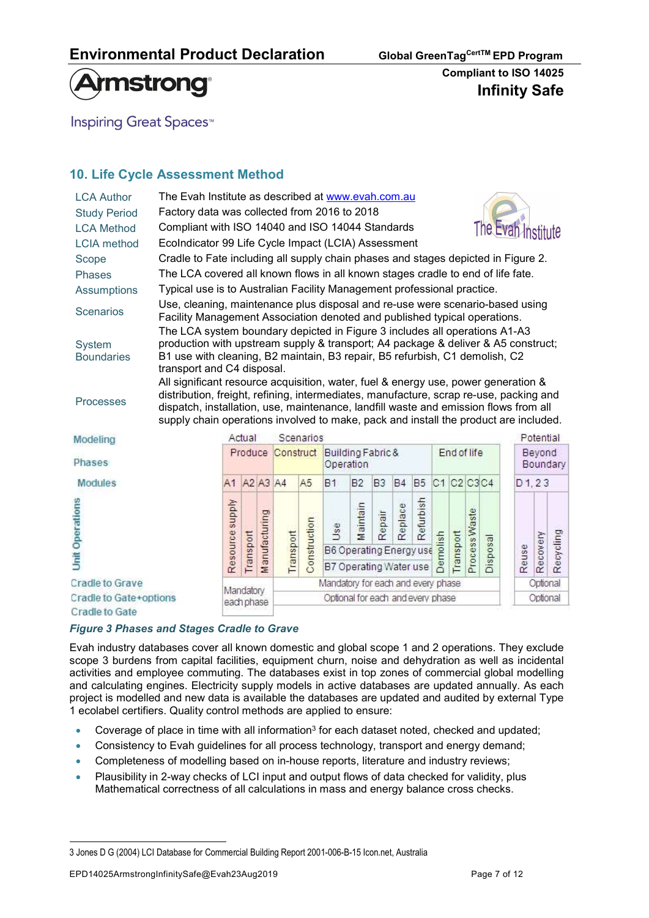## 10. Life Cycle Assessment Method

| | |
|---|---|
| LCA Author | The Evah Institute as described at www.evah.com.au |
| Study Period | Factory data was collected from 2016 to 2018 |
| LCA Method | Compliant with ISO 14040 and ISO 14044 Standards |
| LCIA method | EcoIndicator 99 Life Cycle Impact (LCIA) Assessment |
| Scope | Cradle to Fate including all supply chain phases and stages depicted in Figure 2. |
| Phases | The LCA covered all known flows in all known stages cradle to end of life fate. |
| Assumptions | Typical use is to Australian Facility Management professional practice. |
| Scenarios | Use, cleaning, maintenance plus disposal and re-use were scenario-based using Facility Management Association denoted and published typical operations. |
| System Boundaries | The LCA system boundary depicted in Figure 3 includes all operations A1-A3 production with upstream supply & transport; A4 package & deliver & A5 construct; B1 use with cleaning, B2 maintain, B3 repair, B5 refurbish, C1 demolish, C2 transport and C4 disposal. |
| Processes | All significant resource acquisition, water, fuel & energy use, power generation & distribution, freight, refining, intermediates, manufacture, scrap re-use, packing and dispatch, installation, use, maintenance, landfill waste and emission flows from all supply chain operations involved to make, pack and install the product are included. |

| Modeling | Actual | | | Scenarios | | | | | | | | | | | | Potential | | |
|---|---|---|---|---|---|---|---|---|---|---|---|---|---|---|---|---|---|---|
| Phases | Produce | | | Construct | | Building Fabric & Operation | | | | | End of life | | | | | Beyond Boundary | | |
| Modules | A1 | A2 | A3 | A4 | A5 | B1 | B2 | B3 | B4 | B5 | C1 | C2 | C3 | C4 | | D 1, 2 3 | | |
| Unit Operations | Resource supply | Transport | Manufacturing | Transport | Construction | Use | Maintain | Repair | Replace | Refurbish | Demolish | Transport | Process Waste | Disposal | | Reuse | Recovery | Recycling |
| | | | | | | B6 Operating Energy use | | | | | | | | | | | | |
| | | | | | | B7 Operating Water use | | | | | | | | | | | | |
| Cradle to Grave | Mandatory each phase | | | Mandatory for each and every phase | | | | | | | | | | | | Optional | | |
| Cradle to Gate+options | | | | Optional for each and every phase | | | | | | | | | | | | Optional | | |
| Cradle to Gate | | | | | | | | | | | | | | | | | | |

*Figure 3 Phases and Stages Cradle to Grave*

Evah industry databases cover all known domestic and global scope 1 and 2 operations. They exclude scope 3 burdens from capital facilities, equipment churn, noise and dehydration as well as incidental activities and employee commuting. The databases exist in top zones of commercial global modelling and calculating engines. Electricity supply models in active databases are updated annually. As each project is modelled and new data is available the databases are updated and audited by external Type 1 ecolabel certifiers. Quality control methods are applied to ensure:

- Coverage of place in time with all information[3] for each dataset noted, checked and updated;
- Consistency to Evah guidelines for all process technology, transport and energy demand;
- Completeness of modelling based on in-house reports, literature and industry reviews;
- Plausibility in 2-way checks of LCI input and output flows of data checked for validity, plus Mathematical correctness of all calculations in mass and energy balance cross checks.

---

3 Jones D G (2004) LCI Database for Commercial Building Report 2001-006-B-15 Icon.net, Australia

EPD14025ArmstrongInfinitySafe@Evah23Aug2019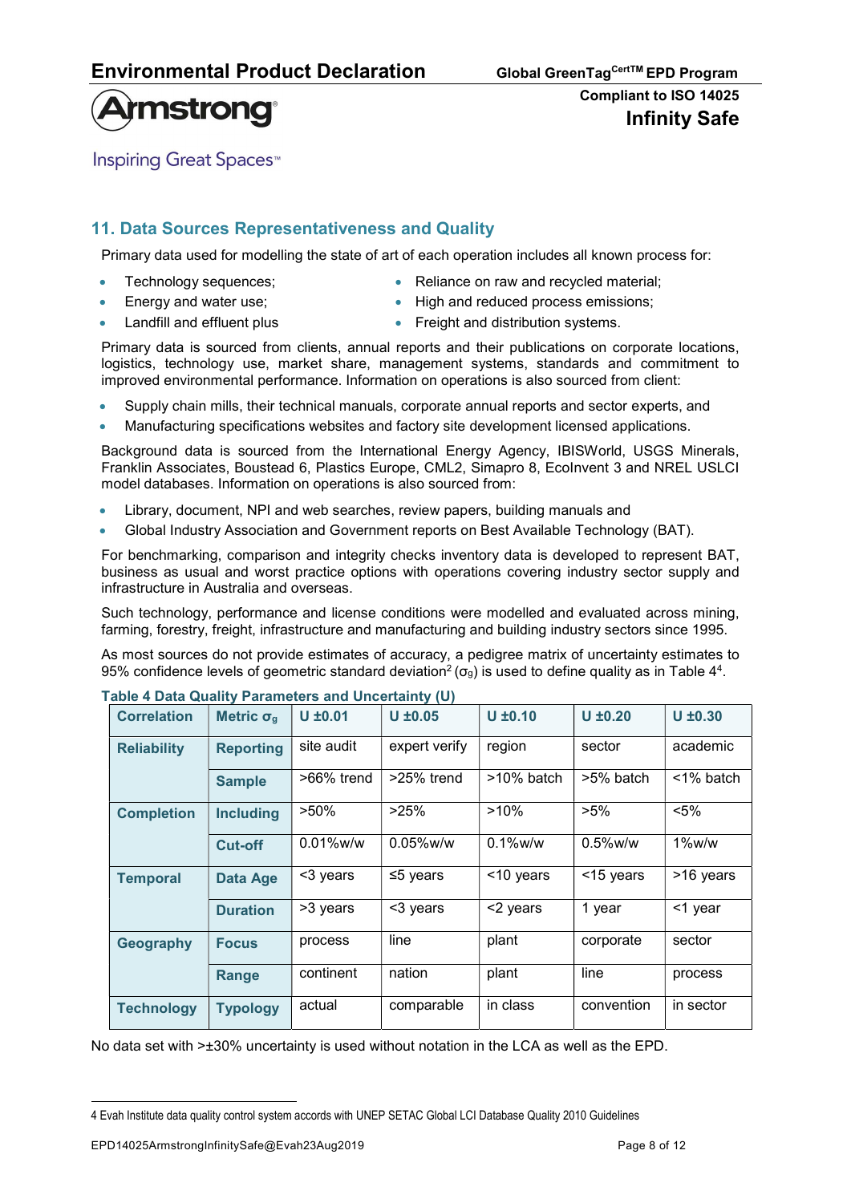## 11. Data Sources Representativeness and Quality

Primary data used for modelling the state of art of each operation includes all known process for:

- Technology sequences;
- Energy and water use;
- Landfill and effluent plus
- Reliance on raw and recycled material;
- High and reduced process emissions;
- Freight and distribution systems.

Primary data is sourced from clients, annual reports and their publications on corporate locations, logistics, technology use, market share, management systems, standards and commitment to improved environmental performance. Information on operations is also sourced from client:

- Supply chain mills, their technical manuals, corporate annual reports and sector experts, and
- Manufacturing specifications websites and factory site development licensed applications.

Background data is sourced from the International Energy Agency, IBISWorld, USGS Minerals, Franklin Associates, Boustead 6, Plastics Europe, CML2, Simapro 8, EcoInvent 3 and NREL USLCI model databases. Information on operations is also sourced from:

- Library, document, NPI and web searches, review papers, building manuals and
- Global Industry Association and Government reports on Best Available Technology (BAT).

For benchmarking, comparison and integrity checks inventory data is developed to represent BAT, business as usual and worst practice options with operations covering industry sector supply and infrastructure in Australia and overseas.

Such technology, performance and license conditions were modelled and evaluated across mining, farming, forestry, freight, infrastructure and manufacturing and building industry sectors since 1995.

As most sources do not provide estimates of accuracy, a pedigree matrix of uncertainty estimates to 95% confidence levels of geometric standard deviation[2] ($\sigma_g$) is used to define quality as in Table 4[4].

**Table 4 Data Quality Parameters and Uncertainty (U)**

| Correlation | Metric $\sigma_g$ | U ±0.01 | U ±0.05 | U ±0.10 | U ±0.20 | U ±0.30 |
|---|---|---|---|---|---|---|
| Reliability | Reporting | site audit | expert verify | region | sector | academic |
| | Sample | >66% trend | >25% trend | >10% batch | >5% batch | <1% batch |
| Completion | Including | >50% | >25% | >10% | >5% | <5% |
| | Cut-off | 0.01%w/w | 0.05%w/w | 0.1%w/w | 0.5%w/w | 1%w/w |
| Temporal | Data Age | <3 years | ≤5 years | <10 years | <15 years | >16 years |
| | Duration | >3 years | <3 years | <2 years | 1 year | <1 year |
| Geography | Focus | process | line | plant | corporate | sector |
| | Range | continent | nation | plant | line | process |
| Technology | Typology | actual | comparable | in class | convention | in sector |

No data set with >±30% uncertainty is used without notation in the LCA as well as the EPD.

---

4 Evah Institute data quality control system accords with UNEP SETAC Global LCI Database Quality 2010 Guidelines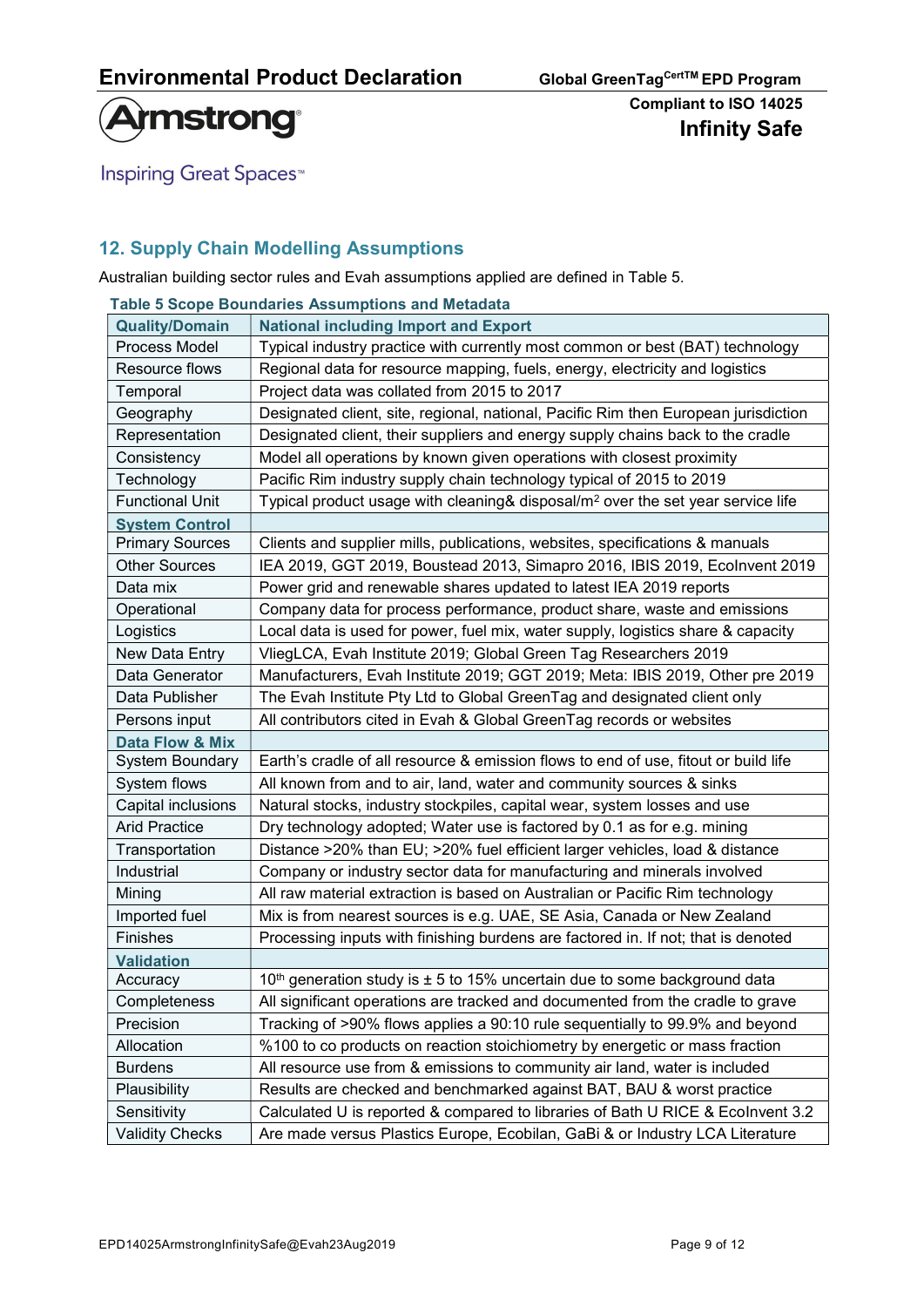## 12. Supply Chain Modelling Assumptions

Australian building sector rules and Evah assumptions applied are defined in Table 5.

**Table 5 Scope Boundaries Assumptions and Metadata**

| **Quality/Domain** | **National including Import and Export** |
|---|---|
| Process Model | Typical industry practice with currently most common or best (BAT) technology |
| Resource flows | Regional data for resource mapping, fuels, energy, electricity and logistics |
| Temporal | Project data was collated from 2015 to 2017 |
| Geography | Designated client, site, regional, national, Pacific Rim then European jurisdiction |
| Representation | Designated client, their suppliers and energy supply chains back to the cradle |
| Consistency | Model all operations by known given operations with closest proximity |
| Technology | Pacific Rim industry supply chain technology typical of 2015 to 2019 |
| Functional Unit | Typical product usage with cleaning& disposal/m$^2$ over the set year service life |
| **System Control** | |
| Primary Sources | Clients and supplier mills, publications, websites, specifications & manuals |
| Other Sources | IEA 2019, GGT 2019, Boustead 2013, Simapro 2016, IBIS 2019, EcoInvent 2019 |
| Data mix | Power grid and renewable shares updated to latest IEA 2019 reports |
| Operational | Company data for process performance, product share, waste and emissions |
| Logistics | Local data is used for power, fuel mix, water supply, logistics share & capacity |
| New Data Entry | VliegLCA, Evah Institute 2019; Global Green Tag Researchers 2019 |
| Data Generator | Manufacturers, Evah Institute 2019; GGT 2019; Meta: IBIS 2019, Other pre 2019 |
| Data Publisher | The Evah Institute Pty Ltd to Global GreenTag and designated client only |
| Persons input | All contributors cited in Evah & Global GreenTag records or websites |
| **Data Flow & Mix** | |
| System Boundary | Earth's cradle of all resource & emission flows to end of use, fitout or build life |
| System flows | All known from and to air, land, water and community sources & sinks |
| Capital inclusions | Natural stocks, industry stockpiles, capital wear, system losses and use |
| Arid Practice | Dry technology adopted; Water use is factored by 0.1 as for e.g. mining |
| Transportation | Distance >20% than EU; >20% fuel efficient larger vehicles, load & distance |
| Industrial | Company or industry sector data for manufacturing and minerals involved |
| Mining | All raw material extraction is based on Australian or Pacific Rim technology |
| Imported fuel | Mix is from nearest sources is e.g. UAE, SE Asia, Canada or New Zealand |
| Finishes | Processing inputs with finishing burdens are factored in. If not; that is denoted |
| **Validation** | |
| Accuracy | 10th generation study is ± 5 to 15% uncertain due to some background data |
| Completeness | All significant operations are tracked and documented from the cradle to grave |
| Precision | Tracking of >90% flows applies a 90:10 rule sequentially to 99.9% and beyond |
| Allocation | %100 to co products on reaction stoichiometry by energetic or mass fraction |
| Burdens | All resource use from & emissions to community air land, water is included |
| Plausibility | Results are checked and benchmarked against BAT, BAU & worst practice |
| Sensitivity | Calculated U is reported & compared to libraries of Bath U RICE & EcoInvent 3.2 |
| Validity Checks | Are made versus Plastics Europe, Ecobilan, GaBi & or Industry LCA Literature |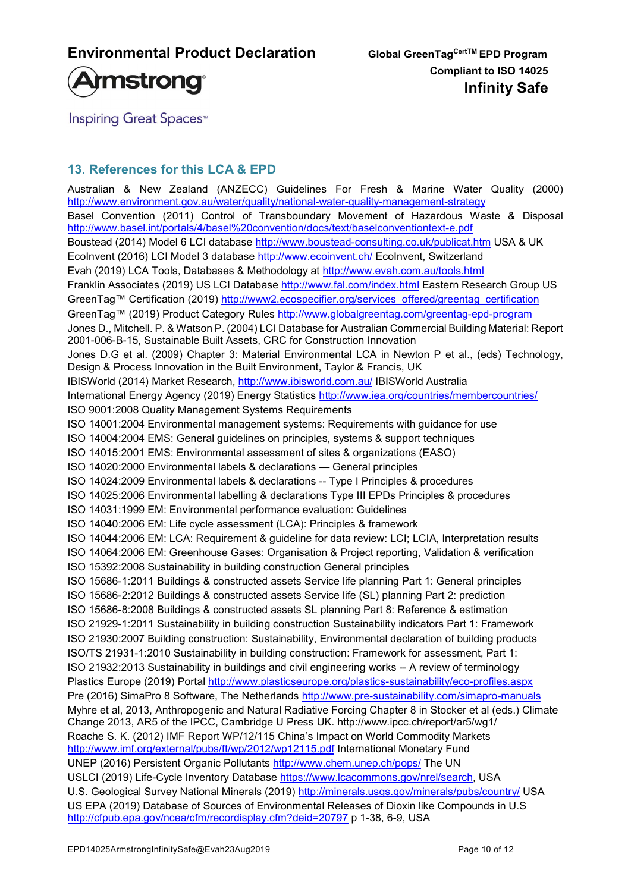## 13. References for this LCA & EPD

Australian & New Zealand (ANZECC) Guidelines For Fresh & Marine Water Quality (2000) http://www.environment.gov.au/water/quality/national-water-quality-management-strategy

Basel Convention (2011) Control of Transboundary Movement of Hazardous Waste & Disposal http://www.basel.int/portals/4/basel%20convention/docs/text/baselconventiontext-e.pdf

Boustead (2014) Model 6 LCI database http://www.boustead-consulting.co.uk/publicat.htm USA & UK

EcoInvent (2016) LCI Model 3 database http://www.ecoinvent.ch/ EcoInvent, Switzerland

Evah (2019) LCA Tools, Databases & Methodology at http://www.evah.com.au/tools.html

Franklin Associates (2019) US LCI Database http://www.fal.com/index.html Eastern Research Group US

GreenTag™ Certification (2019) http://www2.ecospecifier.org/services_offered/greentag_certification

GreenTag™ (2019) Product Category Rules http://www.globalgreentag.com/greentag-epd-program

Jones D., Mitchell. P. & Watson P. (2004) LCI Database for Australian Commercial Building Material: Report 2001-006-B-15, Sustainable Built Assets, CRC for Construction Innovation

Jones D.G et al. (2009) Chapter 3: Material Environmental LCA in Newton P et al., (eds) Technology, Design & Process Innovation in the Built Environment, Taylor & Francis, UK

IBISWorld (2014) Market Research, http://www.ibisworld.com.au/ IBISWorld Australia

International Energy Agency (2019) Energy Statistics http://www.iea.org/countries/membercountries/

ISO 9001:2008 Quality Management Systems Requirements

ISO 14001:2004 Environmental management systems: Requirements with guidance for use

ISO 14004:2004 EMS: General guidelines on principles, systems & support techniques

ISO 14015:2001 EMS: Environmental assessment of sites & organizations (EASO)

ISO 14020:2000 Environmental labels & declarations — General principles

ISO 14024:2009 Environmental labels & declarations -- Type I Principles & procedures

ISO 14025:2006 Environmental labelling & declarations Type III EPDs Principles & procedures

ISO 14031:1999 EM: Environmental performance evaluation: Guidelines

ISO 14040:2006 EM: Life cycle assessment (LCA): Principles & framework

ISO 14044:2006 EM: LCA: Requirement & guideline for data review: LCI; LCIA, Interpretation results

ISO 14064:2006 EM: Greenhouse Gases: Organisation & Project reporting, Validation & verification

ISO 15392:2008 Sustainability in building construction General principles

ISO 15686-1:2011 Buildings & constructed assets Service life planning Part 1: General principles

ISO 15686-2:2012 Buildings & constructed assets Service life (SL) planning Part 2: prediction

ISO 15686-8:2008 Buildings & constructed assets SL planning Part 8: Reference & estimation

ISO 21929-1:2011 Sustainability in building construction Sustainability indicators Part 1: Framework

ISO 21930:2007 Building construction: Sustainability, Environmental declaration of building products

ISO/TS 21931-1:2010 Sustainability in building construction: Framework for assessment, Part 1:

ISO 21932:2013 Sustainability in buildings and civil engineering works -- A review of terminology

Plastics Europe (2019) Portal http://www.plasticseurope.org/plastics-sustainability/eco-profiles.aspx

Pre (2016) SimaPro 8 Software, The Netherlands http://www.pre-sustainability.com/simapro-manuals

Myhre et al, 2013, Anthropogenic and Natural Radiative Forcing Chapter 8 in Stocker et al (eds.) Climate Change 2013, AR5 of the IPCC, Cambridge U Press UK. http://www.ipcc.ch/report/ar5/wg1/

Roache S. K. (2012) IMF Report WP/12/115 China's Impact on World Commodity Markets http://www.imf.org/external/pubs/ft/wp/2012/wp12115.pdf International Monetary Fund

UNEP (2016) Persistent Organic Pollutants http://www.chem.unep.ch/pops/ The UN

USLCI (2019) Life-Cycle Inventory Database https://www.lcacommons.gov/nrel/search, USA

U.S. Geological Survey National Minerals (2019) http://minerals.usgs.gov/minerals/pubs/country/ USA

US EPA (2019) Database of Sources of Environmental Releases of Dioxin like Compounds in U.S http://cfpub.epa.gov/ncea/cfm/recordisplay.cfm?deid=20797 p 1-38, 6-9, USA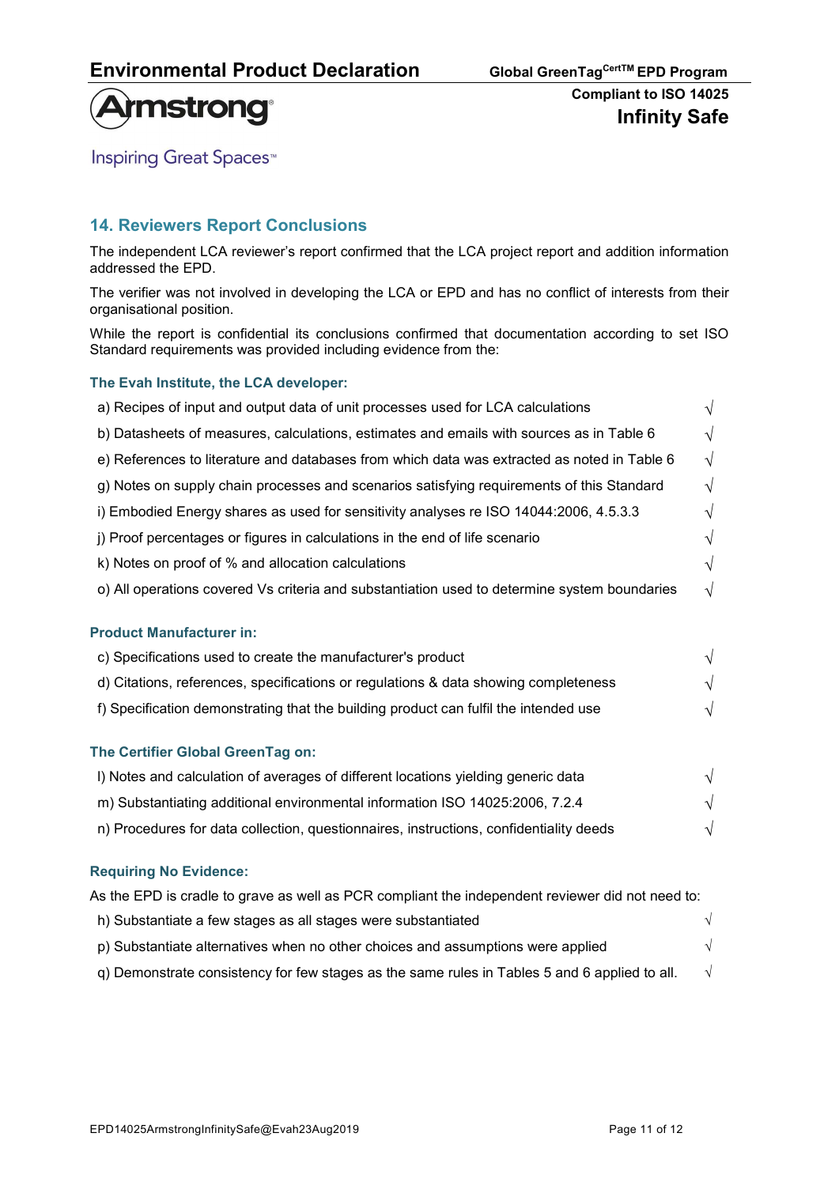## 14. Reviewers Report Conclusions

The independent LCA reviewer's report confirmed that the LCA project report and addition information addressed the EPD.

The verifier was not involved in developing the LCA or EPD and has no conflict of interests from their organisational position.

While the report is confidential its conclusions confirmed that documentation according to set ISO Standard requirements was provided including evidence from the:

### The Evah Institute, the LCA developer:

| | |
|---|---|
| a) Recipes of input and output data of unit processes used for LCA calculations | √ |
| b) Datasheets of measures, calculations, estimates and emails with sources as in Table 6 | √ |
| e) References to literature and databases from which data was extracted as noted in Table 6 | √ |
| g) Notes on supply chain processes and scenarios satisfying requirements of this Standard | √ |
| i) Embodied Energy shares as used for sensitivity analyses re ISO 14044:2006, 4.5.3.3 | √ |
| j) Proof percentages or figures in calculations in the end of life scenario | √ |
| k) Notes on proof of % and allocation calculations | √ |
| o) All operations covered Vs criteria and substantiation used to determine system boundaries | √ |

### Product Manufacturer in:

| | |
|---|---|
| c) Specifications used to create the manufacturer's product | √ |
| d) Citations, references, specifications or regulations & data showing completeness | √ |
| f) Specification demonstrating that the building product can fulfil the intended use | √ |

### The Certifier Global GreenTag on:

| | |
|---|---|
| l) Notes and calculation of averages of different locations yielding generic data | √ |
| m) Substantiating additional environmental information ISO 14025:2006, 7.2.4 | √ |
| n) Procedures for data collection, questionnaires, instructions, confidentiality deeds | √ |

### Requiring No Evidence:

As the EPD is cradle to grave as well as PCR compliant the independent reviewer did not need to:

| | |
|---|---|
| h) Substantiate a few stages as all stages were substantiated | √ |
| p) Substantiate alternatives when no other choices and assumptions were applied | √ |
| q) Demonstrate consistency for few stages as the same rules in Tables 5 and 6 applied to all. | √ |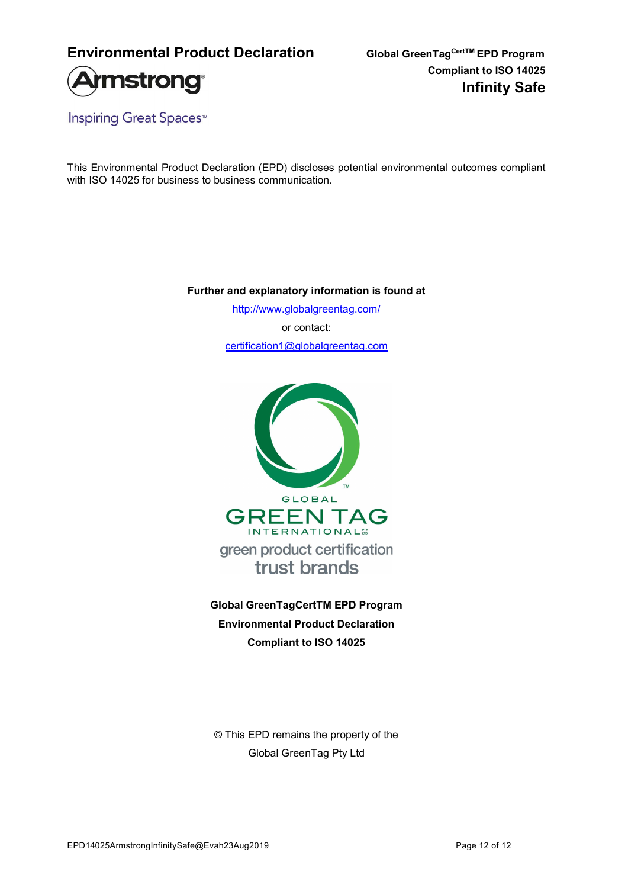This Environmental Product Declaration (EPD) discloses potential environmental outcomes compliant with ISO 14025 for business to business communication.

**Further and explanatory information is found at**

http://www.globalgreentag.com/

or contact:

certification1@globalgreentag.com

**Global GreenTagCertTM EPD Program**

**Environmental Product Declaration**

**Compliant to ISO 14025**

© This EPD remains the property of the Global GreenTag Pty Ltd

EPD14025ArmstrongInfinitySafe@Evah23Aug2019